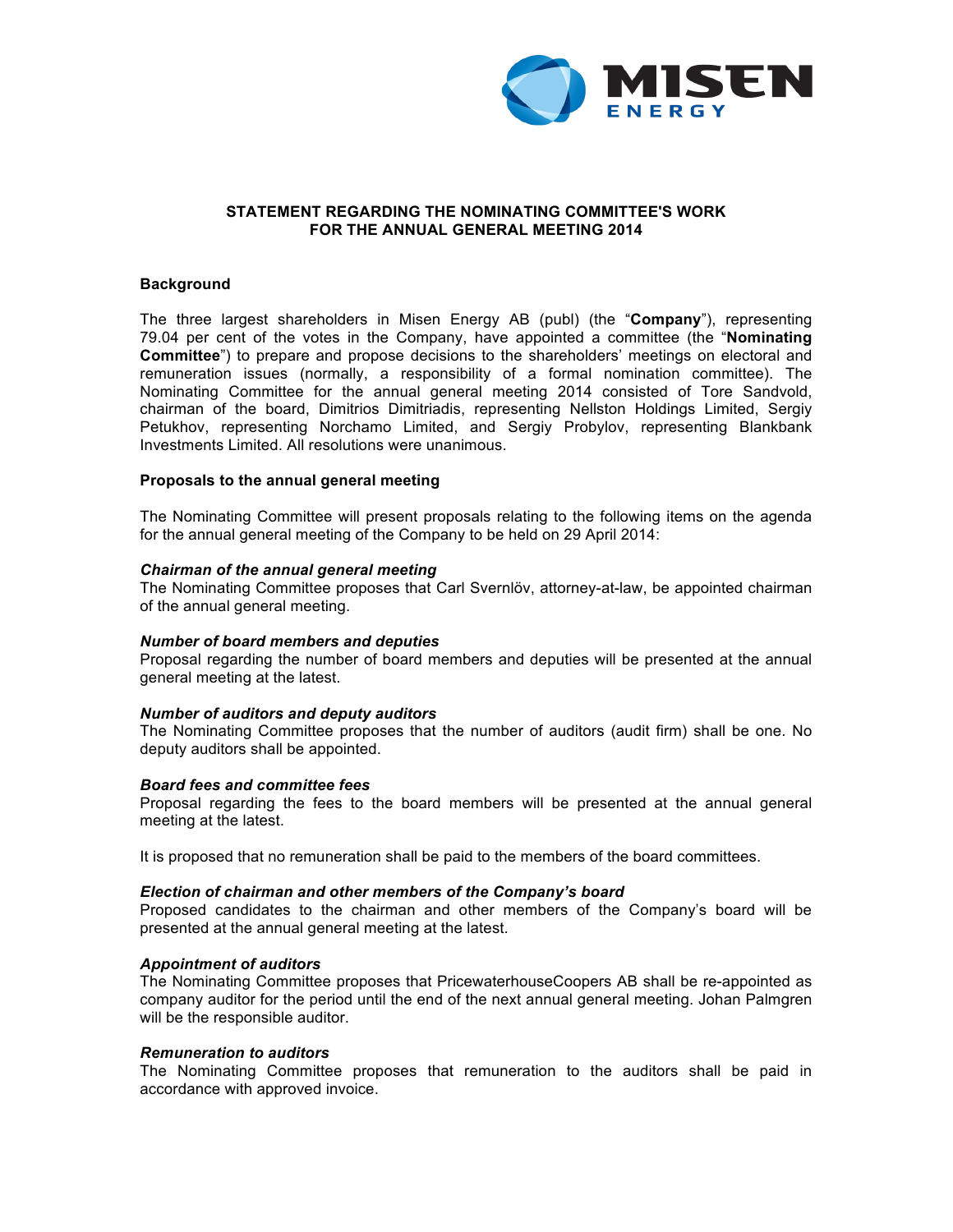# STATEMENT REGARDING THE NOMINATING COMMITTEE'S WORK FOR THE ANNUAL GENERAL MEETING 2014

## Background

The three largest shareholders in Misen Energy AB (publ) (the "**Company**"), representing 79.04 per cent of the votes in the Company, have appointed a committee (the "**Nominating Committee**") to prepare and propose decisions to the shareholders' meetings on electoral and remuneration issues (normally, a responsibility of a formal nomination committee). The Nominating Committee for the annual general meeting 2014 consisted of Tore Sandvold, chairman of the board, Dimitrios Dimitriadis, representing Nellston Holdings Limited, Sergiy Petukhov, representing Norchamo Limited, and Sergiy Probylov, representing Blankbank Investments Limited. All resolutions were unanimous.

## Proposals to the annual general meeting

The Nominating Committee will present proposals relating to the following items on the agenda for the annual general meeting of the Company to be held on 29 April 2014:

### *Chairman of the annual general meeting*

The Nominating Committee proposes that Carl Svernlöv, attorney-at-law, be appointed chairman of the annual general meeting.

### *Number of board members and deputies*

Proposal regarding the number of board members and deputies will be presented at the annual general meeting at the latest.

### *Number of auditors and deputy auditors*

The Nominating Committee proposes that the number of auditors (audit firm) shall be one. No deputy auditors shall be appointed.

### *Board fees and committee fees*

Proposal regarding the fees to the board members will be presented at the annual general meeting at the latest.

It is proposed that no remuneration shall be paid to the members of the board committees.

### *Election of chairman and other members of the Company's board*

Proposed candidates to the chairman and other members of the Company's board will be presented at the annual general meeting at the latest.

### *Appointment of auditors*

The Nominating Committee proposes that PricewaterhouseCoopers AB shall be re-appointed as company auditor for the period until the end of the next annual general meeting. Johan Palmgren will be the responsible auditor.

### *Remuneration to auditors*

The Nominating Committee proposes that remuneration to the auditors shall be paid in accordance with approved invoice.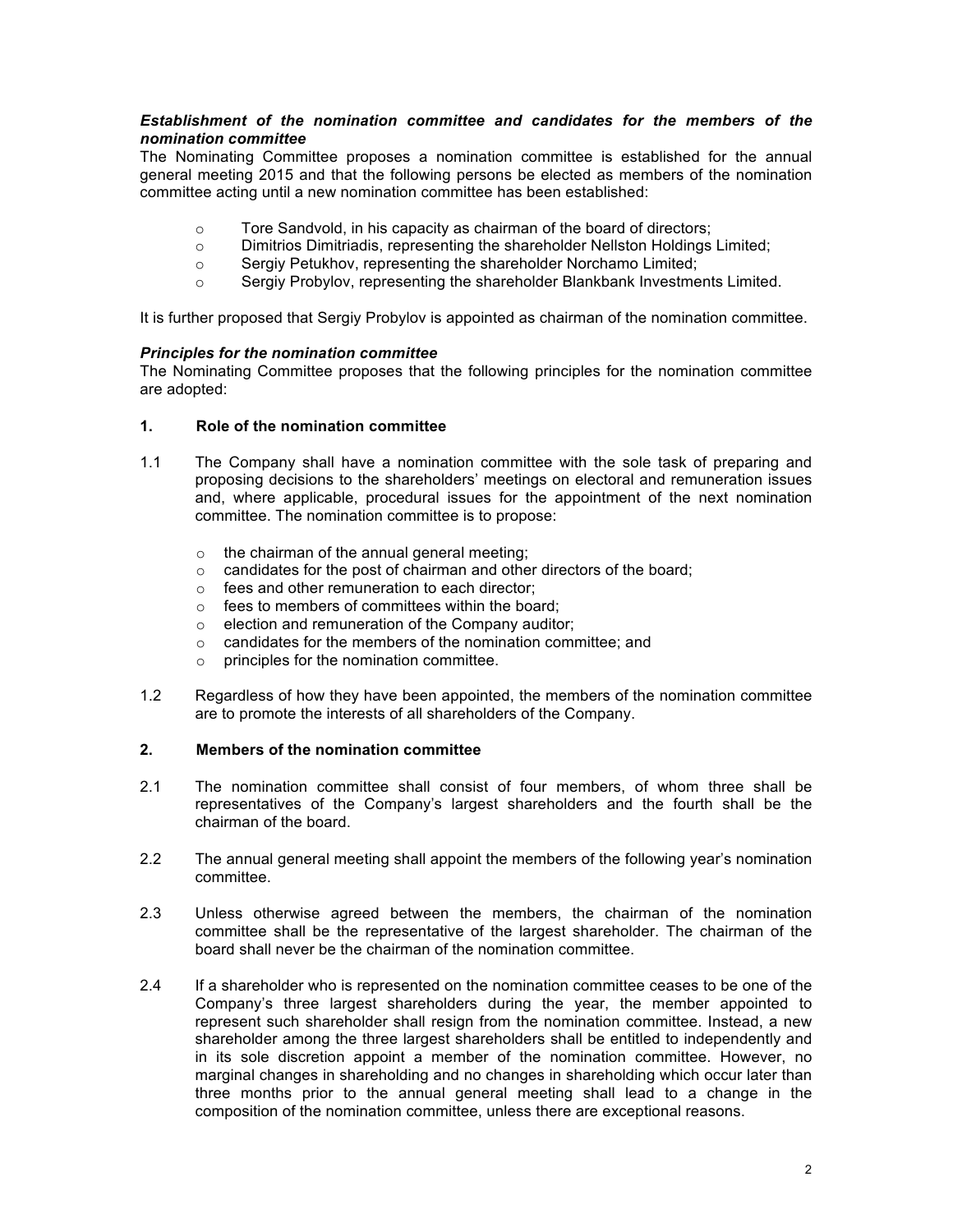***Establishment of the nomination committee and candidates for the members of the nomination committee***

The Nominating Committee proposes a nomination committee is established for the annual general meeting 2015 and that the following persons be elected as members of the nomination committee acting until a new nomination committee has been established:

- Tore Sandvold, in his capacity as chairman of the board of directors;
- Dimitrios Dimitriadis, representing the shareholder Nellston Holdings Limited;
- Sergiy Petukhov, representing the shareholder Norchamo Limited;
- Sergiy Probylov, representing the shareholder Blankbank Investments Limited.

It is further proposed that Sergiy Probylov is appointed as chairman of the nomination committee.

***Principles for the nomination committee***

The Nominating Committee proposes that the following principles for the nomination committee are adopted:

**1. Role of the nomination committee**

1.1 The Company shall have a nomination committee with the sole task of preparing and proposing decisions to the shareholders' meetings on electoral and remuneration issues and, where applicable, procedural issues for the appointment of the next nomination committee. The nomination committee is to propose:

- the chairman of the annual general meeting;
- candidates for the post of chairman and other directors of the board;
- fees and other remuneration to each director;
- fees to members of committees within the board;
- election and remuneration of the Company auditor;
- candidates for the members of the nomination committee; and
- principles for the nomination committee.

1.2 Regardless of how they have been appointed, the members of the nomination committee are to promote the interests of all shareholders of the Company.

**2. Members of the nomination committee**

2.1 The nomination committee shall consist of four members, of whom three shall be representatives of the Company's largest shareholders and the fourth shall be the chairman of the board.

2.2 The annual general meeting shall appoint the members of the following year's nomination committee.

2.3 Unless otherwise agreed between the members, the chairman of the nomination committee shall be the representative of the largest shareholder. The chairman of the board shall never be the chairman of the nomination committee.

2.4 If a shareholder who is represented on the nomination committee ceases to be one of the Company's three largest shareholders during the year, the member appointed to represent such shareholder shall resign from the nomination committee. Instead, a new shareholder among the three largest shareholders shall be entitled to independently and in its sole discretion appoint a member of the nomination committee. However, no marginal changes in shareholding and no changes in shareholding which occur later than three months prior to the annual general meeting shall lead to a change in the composition of the nomination committee, unless there are exceptional reasons.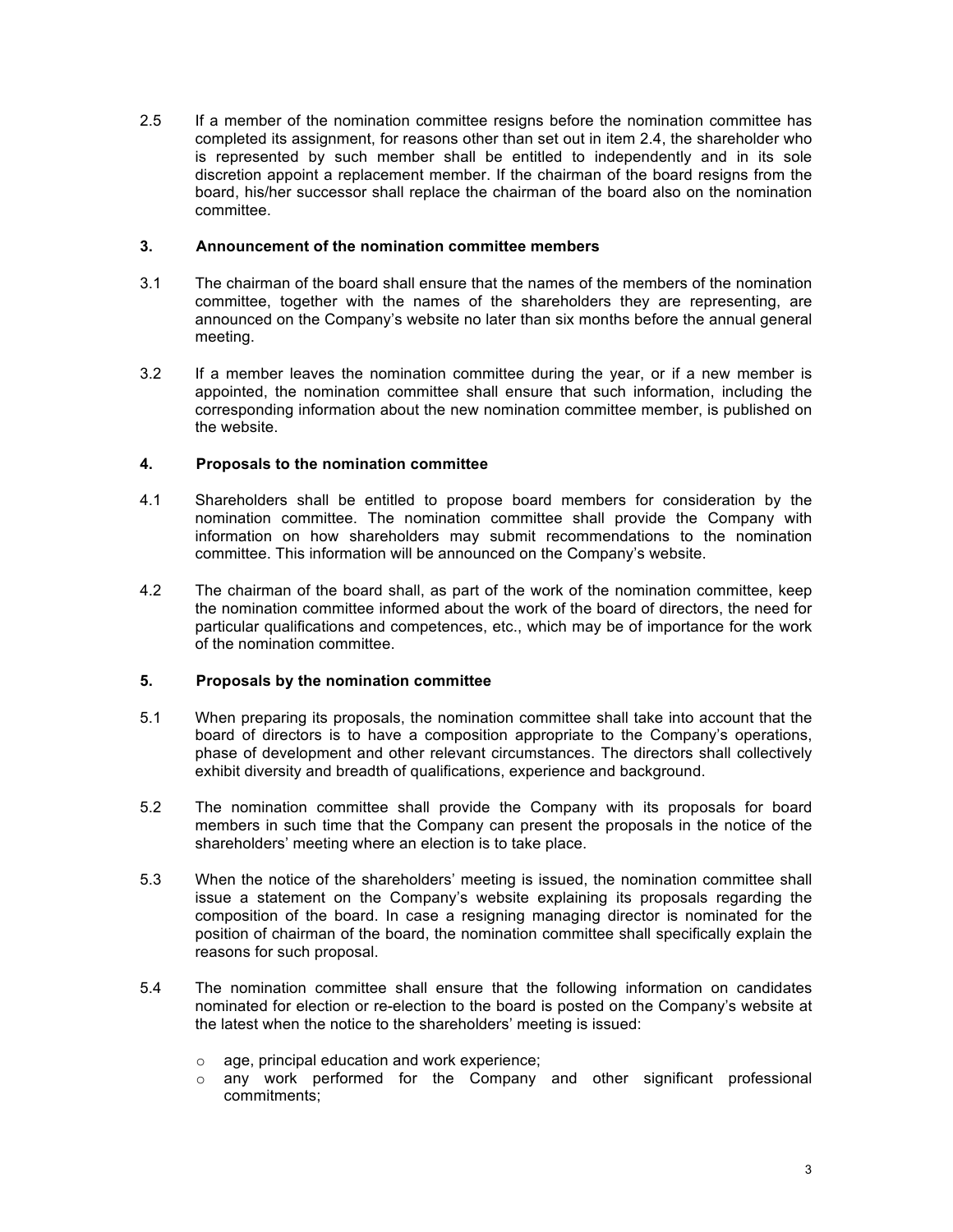2.5 If a member of the nomination committee resigns before the nomination committee has completed its assignment, for reasons other than set out in item 2.4, the shareholder who is represented by such member shall be entitled to independently and in its sole discretion appoint a replacement member. If the chairman of the board resigns from the board, his/her successor shall replace the chairman of the board also on the nomination committee.

## 3. Announcement of the nomination committee members

3.1 The chairman of the board shall ensure that the names of the members of the nomination committee, together with the names of the shareholders they are representing, are announced on the Company's website no later than six months before the annual general meeting.

3.2 If a member leaves the nomination committee during the year, or if a new member is appointed, the nomination committee shall ensure that such information, including the corresponding information about the new nomination committee member, is published on the website.

## 4. Proposals to the nomination committee

4.1 Shareholders shall be entitled to propose board members for consideration by the nomination committee. The nomination committee shall provide the Company with information on how shareholders may submit recommendations to the nomination committee. This information will be announced on the Company's website.

4.2 The chairman of the board shall, as part of the work of the nomination committee, keep the nomination committee informed about the work of the board of directors, the need for particular qualifications and competences, etc., which may be of importance for the work of the nomination committee.

## 5. Proposals by the nomination committee

5.1 When preparing its proposals, the nomination committee shall take into account that the board of directors is to have a composition appropriate to the Company's operations, phase of development and other relevant circumstances. The directors shall collectively exhibit diversity and breadth of qualifications, experience and background.

5.2 The nomination committee shall provide the Company with its proposals for board members in such time that the Company can present the proposals in the notice of the shareholders' meeting where an election is to take place.

5.3 When the notice of the shareholders' meeting is issued, the nomination committee shall issue a statement on the Company's website explaining its proposals regarding the composition of the board. In case a resigning managing director is nominated for the position of chairman of the board, the nomination committee shall specifically explain the reasons for such proposal.

5.4 The nomination committee shall ensure that the following information on candidates nominated for election or re-election to the board is posted on the Company's website at the latest when the notice to the shareholders' meeting is issued:

- age, principal education and work experience;
- any work performed for the Company and other significant professional commitments;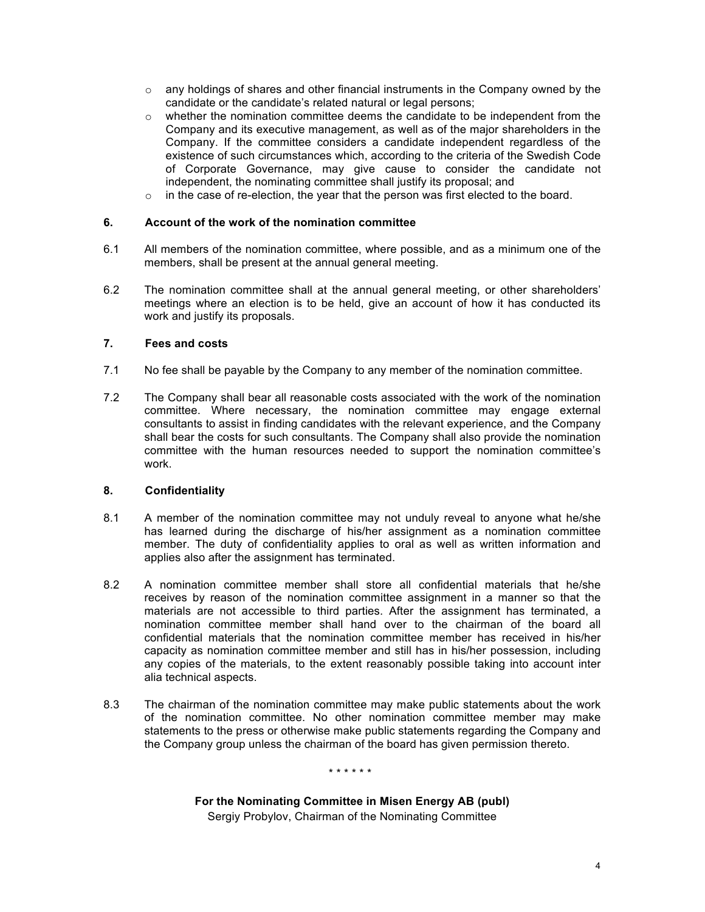- any holdings of shares and other financial instruments in the Company owned by the candidate or the candidate's related natural or legal persons;
- whether the nomination committee deems the candidate to be independent from the Company and its executive management, as well as of the major shareholders in the Company. If the committee considers a candidate independent regardless of the existence of such circumstances which, according to the criteria of the Swedish Code of Corporate Governance, may give cause to consider the candidate not independent, the nominating committee shall justify its proposal; and
- in the case of re-election, the year that the person was first elected to the board.

### 6. Account of the work of the nomination committee

6.1 All members of the nomination committee, where possible, and as a minimum one of the members, shall be present at the annual general meeting.

6.2 The nomination committee shall at the annual general meeting, or other shareholders' meetings where an election is to be held, give an account of how it has conducted its work and justify its proposals.

### 7. Fees and costs

7.1 No fee shall be payable by the Company to any member of the nomination committee.

7.2 The Company shall bear all reasonable costs associated with the work of the nomination committee. Where necessary, the nomination committee may engage external consultants to assist in finding candidates with the relevant experience, and the Company shall bear the costs for such consultants. The Company shall also provide the nomination committee with the human resources needed to support the nomination committee's work.

### 8. Confidentiality

8.1 A member of the nomination committee may not unduly reveal to anyone what he/she has learned during the discharge of his/her assignment as a nomination committee member. The duty of confidentiality applies to oral as well as written information and applies also after the assignment has terminated.

8.2 A nomination committee member shall store all confidential materials that he/she receives by reason of the nomination committee assignment in a manner so that the materials are not accessible to third parties. After the assignment has terminated, a nomination committee member shall hand over to the chairman of the board all confidential materials that the nomination committee member has received in his/her capacity as nomination committee member and still has in his/her possession, including any copies of the materials, to the extent reasonably possible taking into account inter alia technical aspects.

8.3 The chairman of the nomination committee may make public statements about the work of the nomination committee. No other nomination committee member may make statements to the press or otherwise make public statements regarding the Company and the Company group unless the chairman of the board has given permission thereto.

\* \* \* \* \* \*

**For the Nominating Committee in Misen Energy AB (publ)**

Sergiy Probylov, Chairman of the Nominating Committee